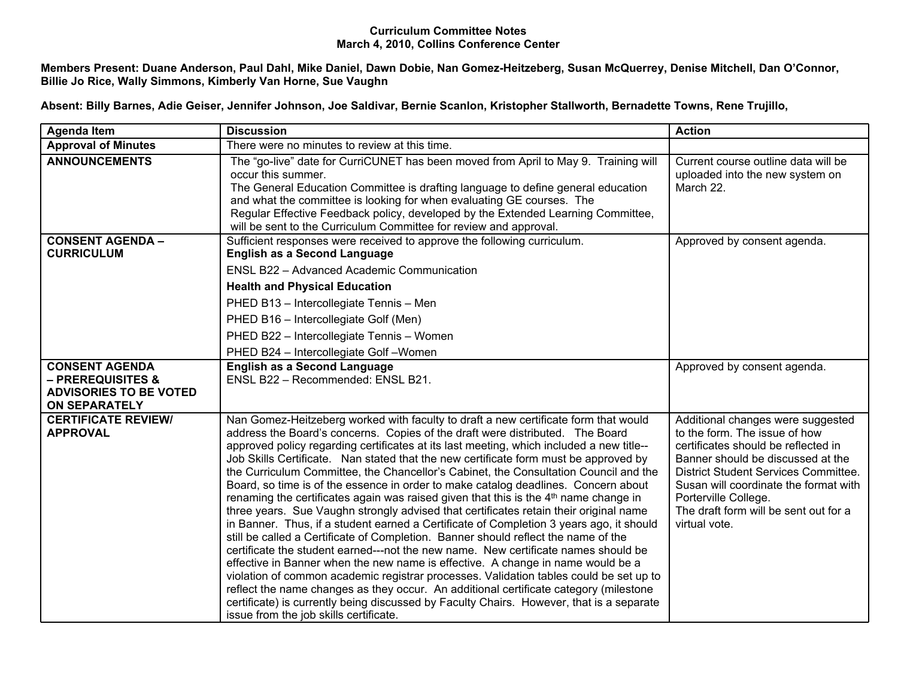**Curriculum Committee Notes**
**March 4, 2010, Collins Conference Center**

**Members Present: Duane Anderson, Paul Dahl, Mike Daniel, Dawn Dobie, Nan Gomez-Heitzeberg, Susan McQuerrey, Denise Mitchell, Dan O'Connor, Billie Jo Rice, Wally Simmons, Kimberly Van Horne, Sue Vaughn**

**Absent: Billy Barnes, Adie Geiser, Jennifer Johnson, Joe Saldivar, Bernie Scanlon, Kristopher Stallworth, Bernadette Towns, Rene Trujillo,**

| Agenda Item | Discussion | Action |
|---|---|---|
| **Approval of Minutes** | There were no minutes to review at this time. | |
| **ANNOUNCEMENTS** | The "go-live" date for CurriCUNET has been moved from April to May 9. Training will occur this summer. The General Education Committee is drafting language to define general education and what the committee is looking for when evaluating GE courses. The Regular Effective Feedback policy, developed by the Extended Learning Committee, will be sent to the Curriculum Committee for review and approval. | Current course outline data will be uploaded into the new system on March 22. |
| **CONSENT AGENDA – CURRICULUM** | Sufficient responses were received to approve the following curriculum.<br>**English as a Second Language**<br>ENSL B22 – Advanced Academic Communication<br>**Health and Physical Education**<br>PHED B13 – Intercollegiate Tennis – Men<br>PHED B16 – Intercollegiate Golf (Men)<br>PHED B22 – Intercollegiate Tennis – Women<br>PHED B24 – Intercollegiate Golf –Women | Approved by consent agenda. |
| **CONSENT AGENDA – PREREQUISITES & ADVISORIES TO BE VOTED ON SEPARATELY** | **English as a Second Language**<br>ENSL B22 – Recommended: ENSL B21. | Approved by consent agenda. |
| **CERTIFICATE REVIEW/ APPROVAL** | Nan Gomez-Heitzeberg worked with faculty to draft a new certificate form that would address the Board's concerns. Copies of the draft were distributed. The Board approved policy regarding certificates at its last meeting, which included a new title--Job Skills Certificate. Nan stated that the new certificate form must be approved by the Curriculum Committee, the Chancellor's Cabinet, the Consultation Council and the Board, so time is of the essence in order to make catalog deadlines. Concern about renaming the certificates again was raised given that this is the 4th name change in three years. Sue Vaughn strongly advised that certificates retain their original name in Banner. Thus, if a student earned a Certificate of Completion 3 years ago, it should still be called a Certificate of Completion. Banner should reflect the name of the certificate the student earned---not the new name. New certificate names should be effective in Banner when the new name is effective. A change in name would be a violation of common academic registrar processes. Validation tables could be set up to reflect the name changes as they occur. An additional certificate category (milestone certificate) is currently being discussed by Faculty Chairs. However, that is a separate issue from the job skills certificate. | Additional changes were suggested to the form. The issue of how certificates should be reflected in Banner should be discussed at the District Student Services Committee. Susan will coordinate the format with Porterville College.<br>The draft form will be sent out for a virtual vote. |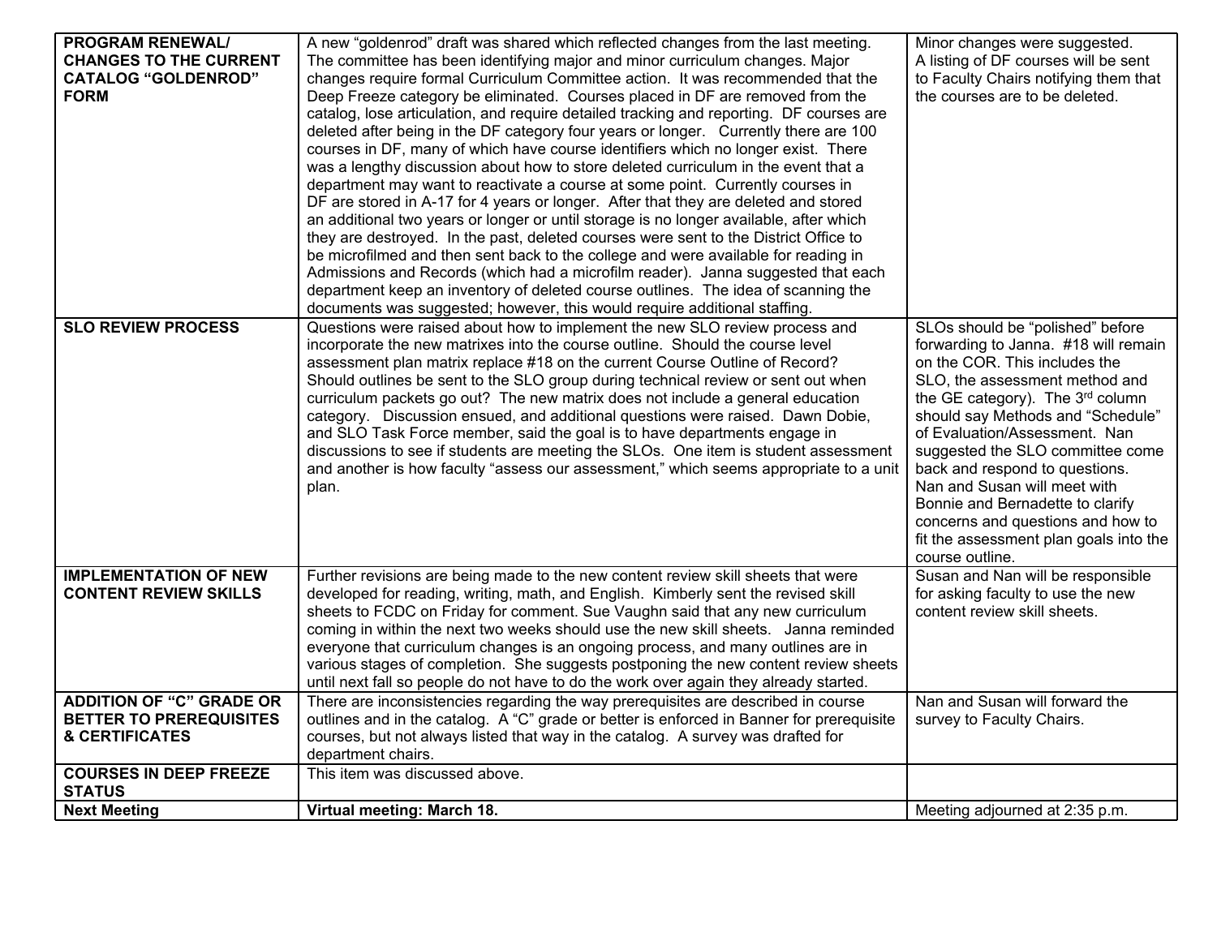| | | |
|---|---|---|
| **PROGRAM RENEWAL/ CHANGES TO THE CURRENT CATALOG "GOLDENROD" FORM** | A new "goldenrod" draft was shared which reflected changes from the last meeting. The committee has been identifying major and minor curriculum changes. Major changes require formal Curriculum Committee action. It was recommended that the Deep Freeze category be eliminated. Courses placed in DF are removed from the catalog, lose articulation, and require detailed tracking and reporting. DF courses are deleted after being in the DF category four years or longer. Currently there are 100 courses in DF, many of which have course identifiers which no longer exist. There was a lengthy discussion about how to store deleted curriculum in the event that a department may want to reactivate a course at some point. Currently courses in DF are stored in A-17 for 4 years or longer. After that they are deleted and stored an additional two years or longer or until storage is no longer available, after which they are destroyed. In the past, deleted courses were sent to the District Office to be microfilmed and then sent back to the college and were available for reading in Admissions and Records (which had a microfilm reader). Janna suggested that each department keep an inventory of deleted course outlines. The idea of scanning the documents was suggested; however, this would require additional staffing. | Minor changes were suggested. A listing of DF courses will be sent to Faculty Chairs notifying them that the courses are to be deleted. |
| **SLO REVIEW PROCESS** | Questions were raised about how to implement the new SLO review process and incorporate the new matrixes into the course outline. Should the course level assessment plan matrix replace #18 on the current Course Outline of Record? Should outlines be sent to the SLO group during technical review or sent out when curriculum packets go out? The new matrix does not include a general education category. Discussion ensued, and additional questions were raised. Dawn Dobie, and SLO Task Force member, said the goal is to have departments engage in discussions to see if students are meeting the SLOs. One item is student assessment and another is how faculty "assess our assessment," which seems appropriate to a unit plan. | SLOs should be "polished" before forwarding to Janna. #18 will remain on the COR. This includes the SLO, the assessment method and the GE category). The 3rd column should say Methods and "Schedule" of Evaluation/Assessment. Nan suggested the SLO committee come back and respond to questions. Nan and Susan will meet with Bonnie and Bernadette to clarify concerns and questions and how to fit the assessment plan goals into the course outline. |
| **IMPLEMENTATION OF NEW CONTENT REVIEW SKILLS** | Further revisions are being made to the new content review skill sheets that were developed for reading, writing, math, and English. Kimberly sent the revised skill sheets to FCDC on Friday for comment. Sue Vaughn said that any new curriculum coming in within the next two weeks should use the new skill sheets. Janna reminded everyone that curriculum changes is an ongoing process, and many outlines are in various stages of completion. She suggests postponing the new content review sheets until next fall so people do not have to do the work over again they already started. | Susan and Nan will be responsible for asking faculty to use the new content review skill sheets. |
| **ADDITION OF "C" GRADE OR BETTER TO PREREQUISITES & CERTIFICATES** | There are inconsistencies regarding the way prerequisites are described in course outlines and in the catalog. A "C" grade or better is enforced in Banner for prerequisite courses, but not always listed that way in the catalog. A survey was drafted for department chairs. | Nan and Susan will forward the survey to Faculty Chairs. |
| **COURSES IN DEEP FREEZE STATUS** | This item was discussed above. | |
| **Next Meeting** | **Virtual meeting: March 18.** | Meeting adjourned at 2:35 p.m. |